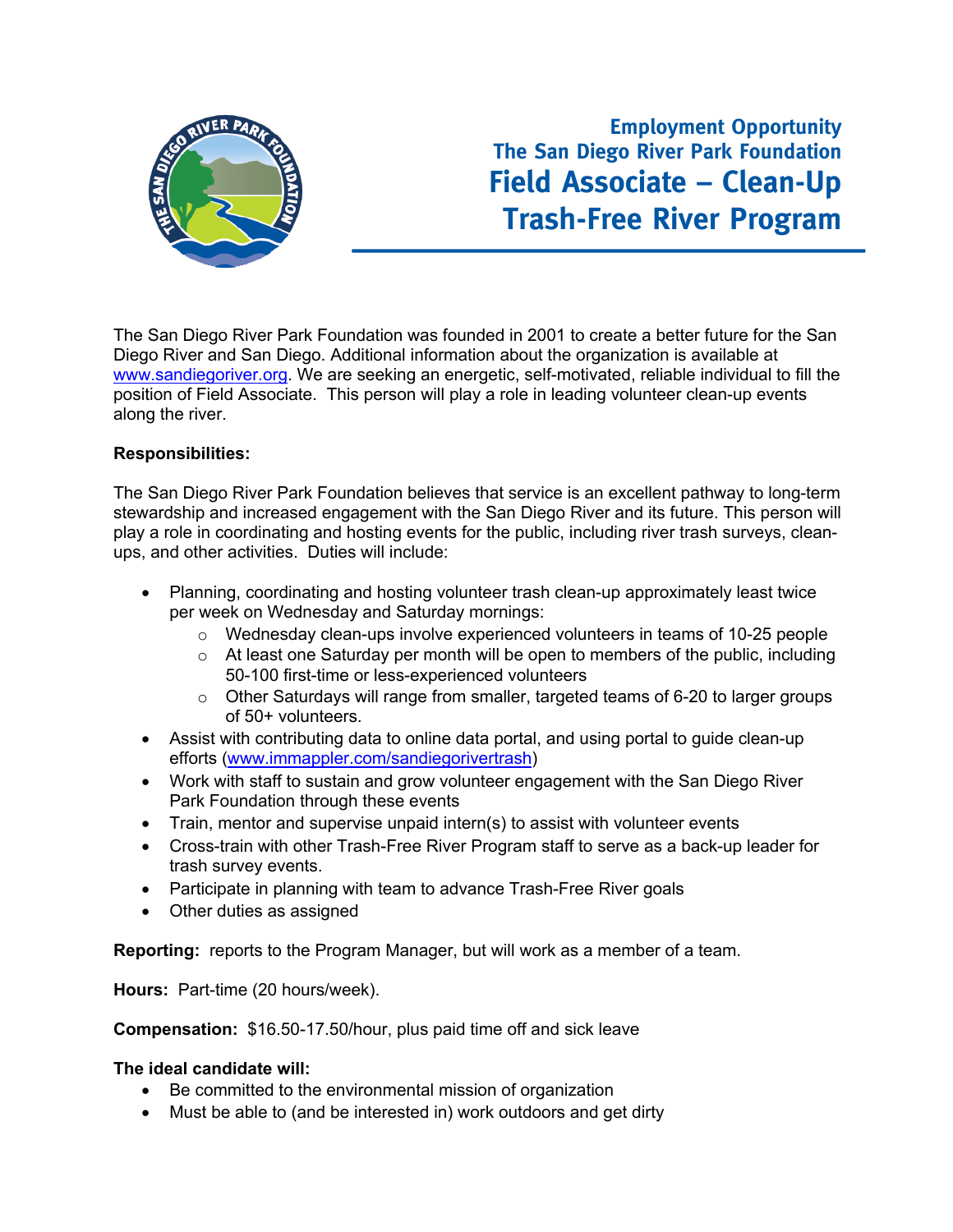# Employment Opportunity
## The San Diego River Park Foundation
# Field Associate – Clean-Up Trash-Free River Program

The San Diego River Park Foundation was founded in 2001 to create a better future for the San Diego River and San Diego. Additional information about the organization is available at www.sandiegoriver.org. We are seeking an energetic, self-motivated, reliable individual to fill the position of Field Associate. This person will play a role in leading volunteer clean-up events along the river.

**Responsibilities:**

The San Diego River Park Foundation believes that service is an excellent pathway to long-term stewardship and increased engagement with the San Diego River and its future. This person will play a role in coordinating and hosting events for the public, including river trash surveys, clean-ups, and other activities. Duties will include:

- Planning, coordinating and hosting volunteer trash clean-up approximately least twice per week on Wednesday and Saturday mornings:
  - Wednesday clean-ups involve experienced volunteers in teams of 10-25 people
  - At least one Saturday per month will be open to members of the public, including 50-100 first-time or less-experienced volunteers
  - Other Saturdays will range from smaller, targeted teams of 6-20 to larger groups of 50+ volunteers.
- Assist with contributing data to online data portal, and using portal to guide clean-up efforts (www.immappler.com/sandiegorivertrash)
- Work with staff to sustain and grow volunteer engagement with the San Diego River Park Foundation through these events
- Train, mentor and supervise unpaid intern(s) to assist with volunteer events
- Cross-train with other Trash-Free River Program staff to serve as a back-up leader for trash survey events.
- Participate in planning with team to advance Trash-Free River goals
- Other duties as assigned

**Reporting:** reports to the Program Manager, but will work as a member of a team.

**Hours:** Part-time (20 hours/week).

**Compensation:** $16.50-17.50/hour, plus paid time off and sick leave

**The ideal candidate will:**

- Be committed to the environmental mission of organization
- Must be able to (and be interested in) work outdoors and get dirty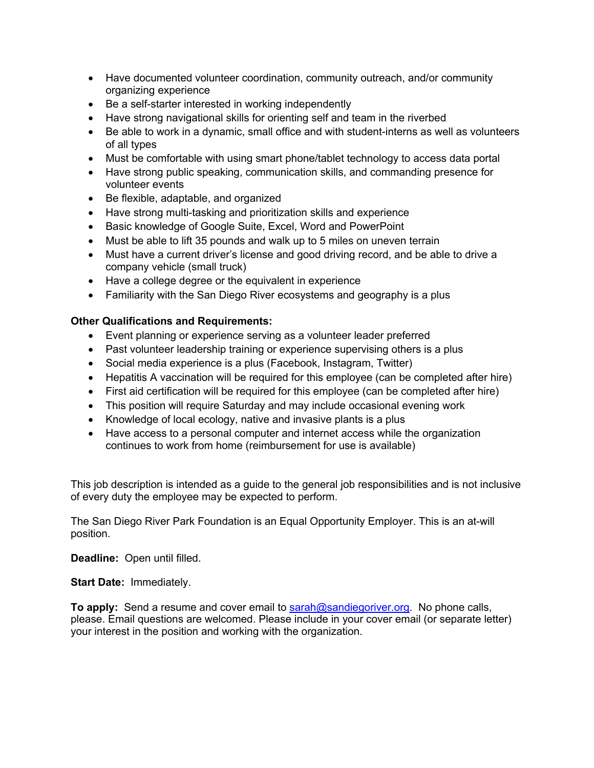- Have documented volunteer coordination, community outreach, and/or community organizing experience
- Be a self-starter interested in working independently
- Have strong navigational skills for orienting self and team in the riverbed
- Be able to work in a dynamic, small office and with student-interns as well as volunteers of all types
- Must be comfortable with using smart phone/tablet technology to access data portal
- Have strong public speaking, communication skills, and commanding presence for volunteer events
- Be flexible, adaptable, and organized
- Have strong multi-tasking and prioritization skills and experience
- Basic knowledge of Google Suite, Excel, Word and PowerPoint
- Must be able to lift 35 pounds and walk up to 5 miles on uneven terrain
- Must have a current driver's license and good driving record, and be able to drive a company vehicle (small truck)
- Have a college degree or the equivalent in experience
- Familiarity with the San Diego River ecosystems and geography is a plus

**Other Qualifications and Requirements:**

- Event planning or experience serving as a volunteer leader preferred
- Past volunteer leadership training or experience supervising others is a plus
- Social media experience is a plus (Facebook, Instagram, Twitter)
- Hepatitis A vaccination will be required for this employee (can be completed after hire)
- First aid certification will be required for this employee (can be completed after hire)
- This position will require Saturday and may include occasional evening work
- Knowledge of local ecology, native and invasive plants is a plus
- Have access to a personal computer and internet access while the organization continues to work from home (reimbursement for use is available)

This job description is intended as a guide to the general job responsibilities and is not inclusive of every duty the employee may be expected to perform.

The San Diego River Park Foundation is an Equal Opportunity Employer. This is an at-will position.

**Deadline:** Open until filled.

**Start Date:** Immediately.

**To apply:** Send a resume and cover email to sarah@sandiegoriver.org. No phone calls, please. Email questions are welcomed. Please include in your cover email (or separate letter) your interest in the position and working with the organization.